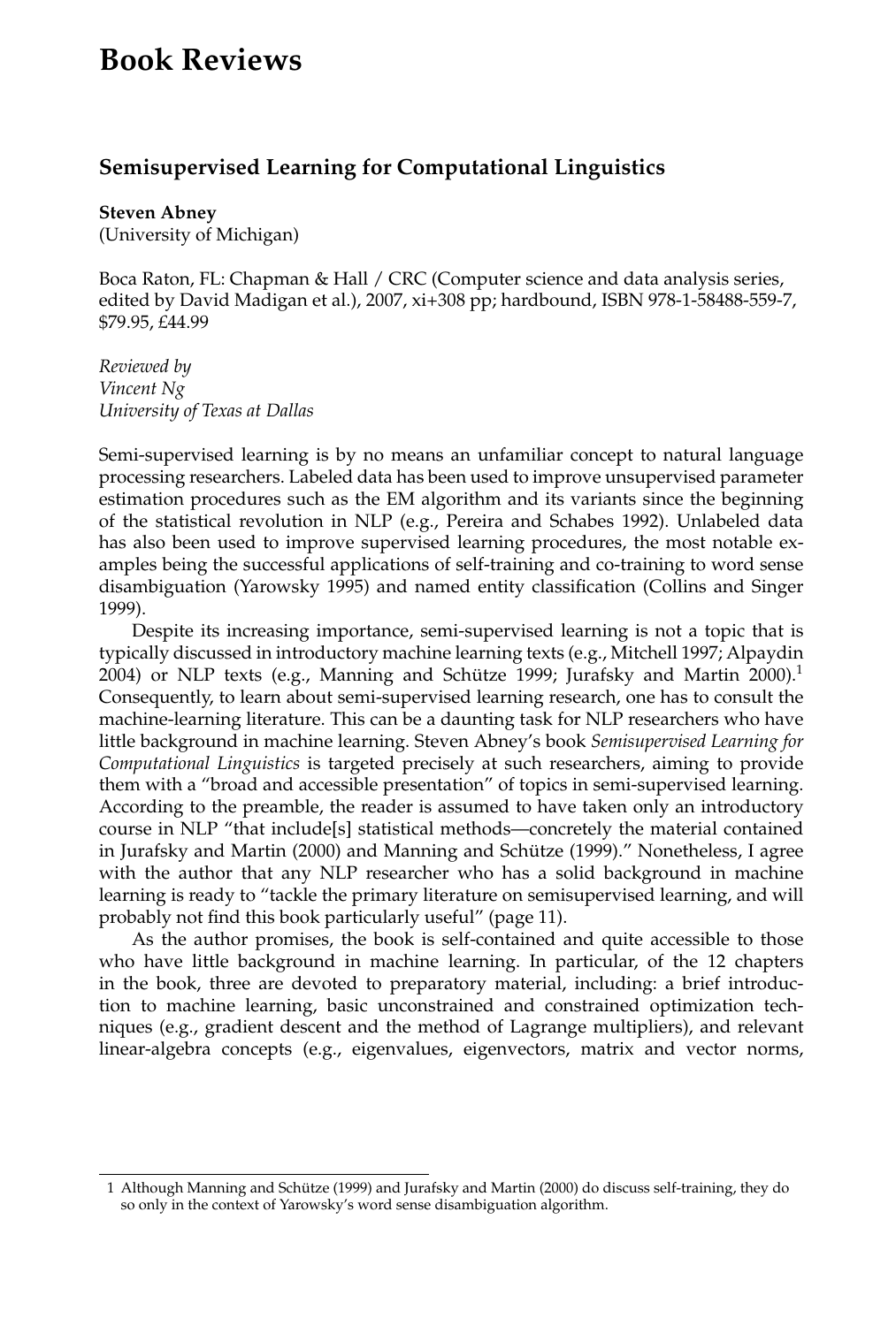# Book Reviews

## Semisupervised Learning for Computational Linguistics

**Steven Abney**
(University of Michigan)

Boca Raton, FL: Chapman & Hall / CRC (Computer science and data analysis series, edited by David Madigan et al.), 2007, xi+308 pp; hardbound, ISBN 978-1-58488-559-7, $79.95, £44.99

*Reviewed by*
*Vincent Ng*
*University of Texas at Dallas*

Semi-supervised learning is by no means an unfamiliar concept to natural language processing researchers. Labeled data has been used to improve unsupervised parameter estimation procedures such as the EM algorithm and its variants since the beginning of the statistical revolution in NLP (e.g., Pereira and Schabes 1992). Unlabeled data has also been used to improve supervised learning procedures, the most notable examples being the successful applications of self-training and co-training to word sense disambiguation (Yarowsky 1995) and named entity classification (Collins and Singer 1999).

Despite its increasing importance, semi-supervised learning is not a topic that is typically discussed in introductory machine learning texts (e.g., Mitchell 1997; Alpaydin 2004) or NLP texts (e.g., Manning and Schütze 1999; Jurafsky and Martin 2000).[1] Consequently, to learn about semi-supervised learning research, one has to consult the machine-learning literature. This can be a daunting task for NLP researchers who have little background in machine learning. Steven Abney's book *Semisupervised Learning for Computational Linguistics* is targeted precisely at such researchers, aiming to provide them with a "broad and accessible presentation" of topics in semi-supervised learning. According to the preamble, the reader is assumed to have taken only an introductory course in NLP "that include[s] statistical methods—concretely the material contained in Jurafsky and Martin (2000) and Manning and Schütze (1999)." Nonetheless, I agree with the author that any NLP researcher who has a solid background in machine learning is ready to "tackle the primary literature on semisupervised learning, and will probably not find this book particularly useful" (page 11).

As the author promises, the book is self-contained and quite accessible to those who have little background in machine learning. In particular, of the 12 chapters in the book, three are devoted to preparatory material, including: a brief introduction to machine learning, basic unconstrained and constrained optimization techniques (e.g., gradient descent and the method of Lagrange multipliers), and relevant linear-algebra concepts (e.g., eigenvalues, eigenvectors, matrix and vector norms,

---

[1] Although Manning and Schütze (1999) and Jurafsky and Martin (2000) do discuss self-training, they do so only in the context of Yarowsky's word sense disambiguation algorithm.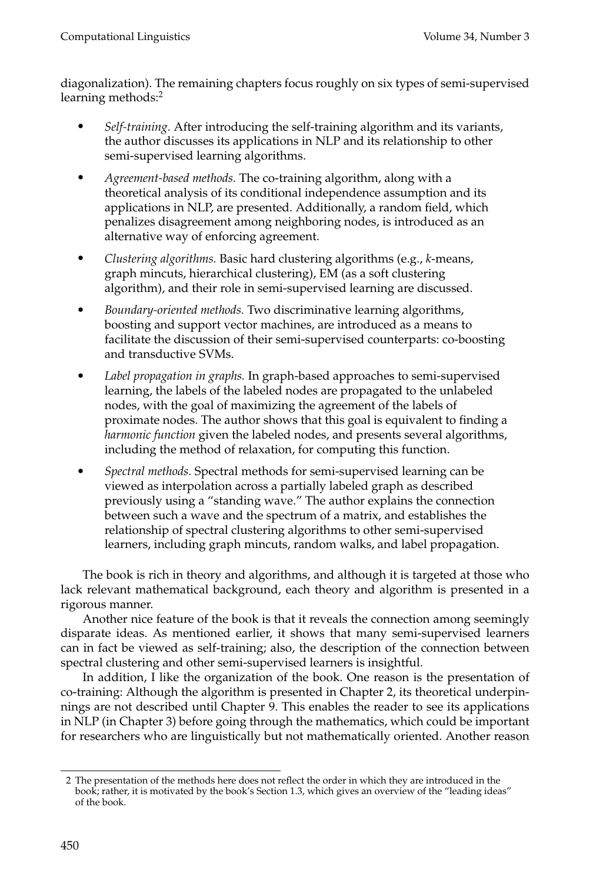diagonalization). The remaining chapters focus roughly on six types of semi-supervised learning methods:[2]

- *Self-training.* After introducing the self-training algorithm and its variants, the author discusses its applications in NLP and its relationship to other semi-supervised learning algorithms.
- *Agreement-based methods.* The co-training algorithm, along with a theoretical analysis of its conditional independence assumption and its applications in NLP, are presented. Additionally, a random field, which penalizes disagreement among neighboring nodes, is introduced as an alternative way of enforcing agreement.
- *Clustering algorithms.* Basic hard clustering algorithms (e.g., *k*-means, graph mincuts, hierarchical clustering), EM (as a soft clustering algorithm), and their role in semi-supervised learning are discussed.
- *Boundary-oriented methods.* Two discriminative learning algorithms, boosting and support vector machines, are introduced as a means to facilitate the discussion of their semi-supervised counterparts: co-boosting and transductive SVMs.
- *Label propagation in graphs.* In graph-based approaches to semi-supervised learning, the labels of the labeled nodes are propagated to the unlabeled nodes, with the goal of maximizing the agreement of the labels of proximate nodes. The author shows that this goal is equivalent to finding a *harmonic function* given the labeled nodes, and presents several algorithms, including the method of relaxation, for computing this function.
- *Spectral methods.* Spectral methods for semi-supervised learning can be viewed as interpolation across a partially labeled graph as described previously using a "standing wave." The author explains the connection between such a wave and the spectrum of a matrix, and establishes the relationship of spectral clustering algorithms to other semi-supervised learners, including graph mincuts, random walks, and label propagation.

The book is rich in theory and algorithms, and although it is targeted at those who lack relevant mathematical background, each theory and algorithm is presented in a rigorous manner.

Another nice feature of the book is that it reveals the connection among seemingly disparate ideas. As mentioned earlier, it shows that many semi-supervised learners can in fact be viewed as self-training; also, the description of the connection between spectral clustering and other semi-supervised learners is insightful.

In addition, I like the organization of the book. One reason is the presentation of co-training: Although the algorithm is presented in Chapter 2, its theoretical underpinnings are not described until Chapter 9. This enables the reader to see its applications in NLP (in Chapter 3) before going through the mathematics, which could be important for researchers who are linguistically but not mathematically oriented. Another reason

---

[2] The presentation of the methods here does not reflect the order in which they are introduced in the book; rather, it is motivated by the book's Section 1.3, which gives an overview of the "leading ideas" of the book.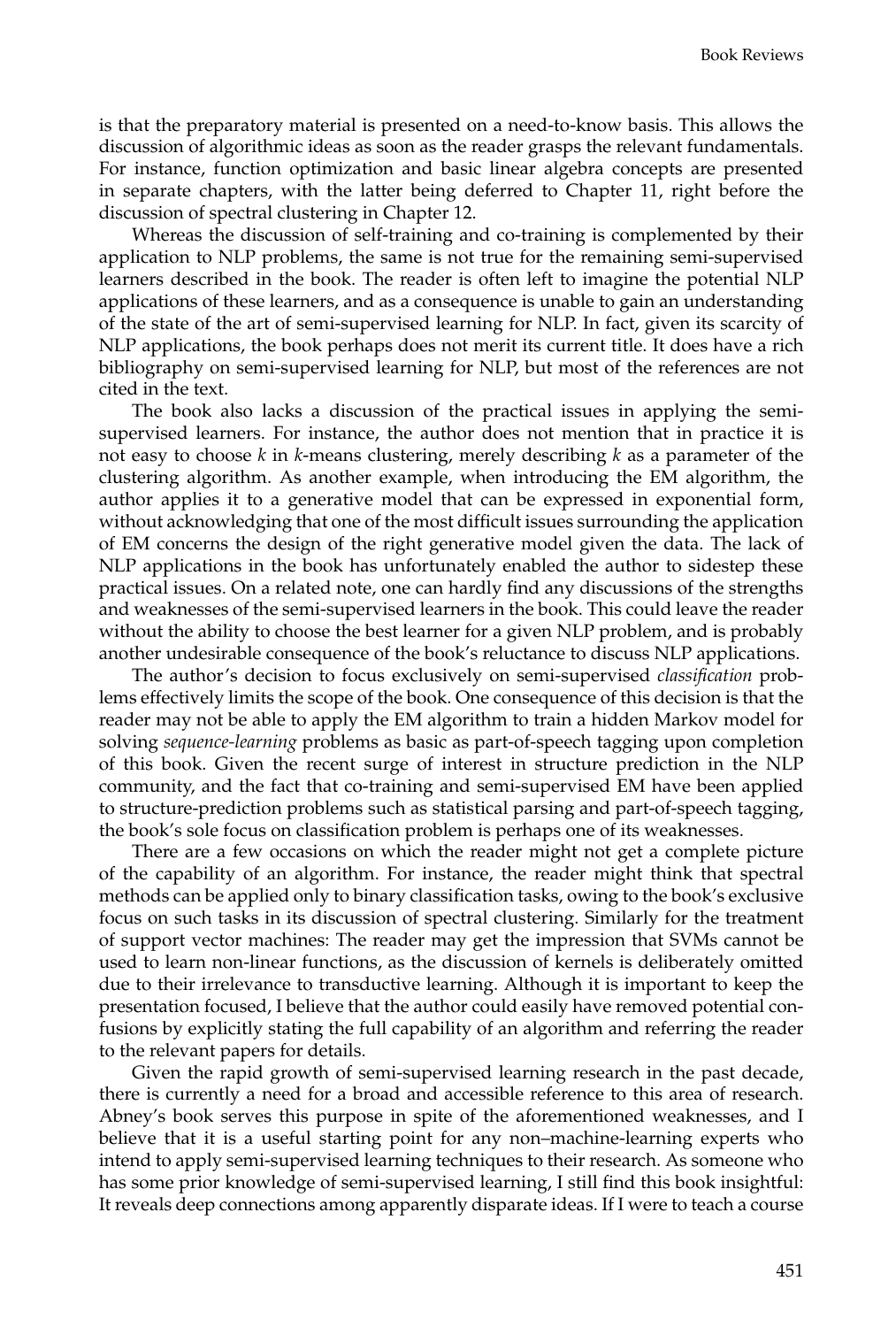is that the preparatory material is presented on a need-to-know basis. This allows the discussion of algorithmic ideas as soon as the reader grasps the relevant fundamentals. For instance, function optimization and basic linear algebra concepts are presented in separate chapters, with the latter being deferred to Chapter 11, right before the discussion of spectral clustering in Chapter 12.

Whereas the discussion of self-training and co-training is complemented by their application to NLP problems, the same is not true for the remaining semi-supervised learners described in the book. The reader is often left to imagine the potential NLP applications of these learners, and as a consequence is unable to gain an understanding of the state of the art of semi-supervised learning for NLP. In fact, given its scarcity of NLP applications, the book perhaps does not merit its current title. It does have a rich bibliography on semi-supervised learning for NLP, but most of the references are not cited in the text.

The book also lacks a discussion of the practical issues in applying the semi-supervised learners. For instance, the author does not mention that in practice it is not easy to choose $k$ in $k$-means clustering, merely describing $k$ as a parameter of the clustering algorithm. As another example, when introducing the EM algorithm, the author applies it to a generative model that can be expressed in exponential form, without acknowledging that one of the most difficult issues surrounding the application of EM concerns the design of the right generative model given the data. The lack of NLP applications in the book has unfortunately enabled the author to sidestep these practical issues. On a related note, one can hardly find any discussions of the strengths and weaknesses of the semi-supervised learners in the book. This could leave the reader without the ability to choose the best learner for a given NLP problem, and is probably another undesirable consequence of the book's reluctance to discuss NLP applications.

The author's decision to focus exclusively on semi-supervised *classification* problems effectively limits the scope of the book. One consequence of this decision is that the reader may not be able to apply the EM algorithm to train a hidden Markov model for solving *sequence-learning* problems as basic as part-of-speech tagging upon completion of this book. Given the recent surge of interest in structure prediction in the NLP community, and the fact that co-training and semi-supervised EM have been applied to structure-prediction problems such as statistical parsing and part-of-speech tagging, the book's sole focus on classification problem is perhaps one of its weaknesses.

There are a few occasions on which the reader might not get a complete picture of the capability of an algorithm. For instance, the reader might think that spectral methods can be applied only to binary classification tasks, owing to the book's exclusive focus on such tasks in its discussion of spectral clustering. Similarly for the treatment of support vector machines: The reader may get the impression that SVMs cannot be used to learn non-linear functions, as the discussion of kernels is deliberately omitted due to their irrelevance to transductive learning. Although it is important to keep the presentation focused, I believe that the author could easily have removed potential confusions by explicitly stating the full capability of an algorithm and referring the reader to the relevant papers for details.

Given the rapid growth of semi-supervised learning research in the past decade, there is currently a need for a broad and accessible reference to this area of research. Abney's book serves this purpose in spite of the aforementioned weaknesses, and I believe that it is a useful starting point for any non–machine-learning experts who intend to apply semi-supervised learning techniques to their research. As someone who has some prior knowledge of semi-supervised learning, I still find this book insightful: It reveals deep connections among apparently disparate ideas. If I were to teach a course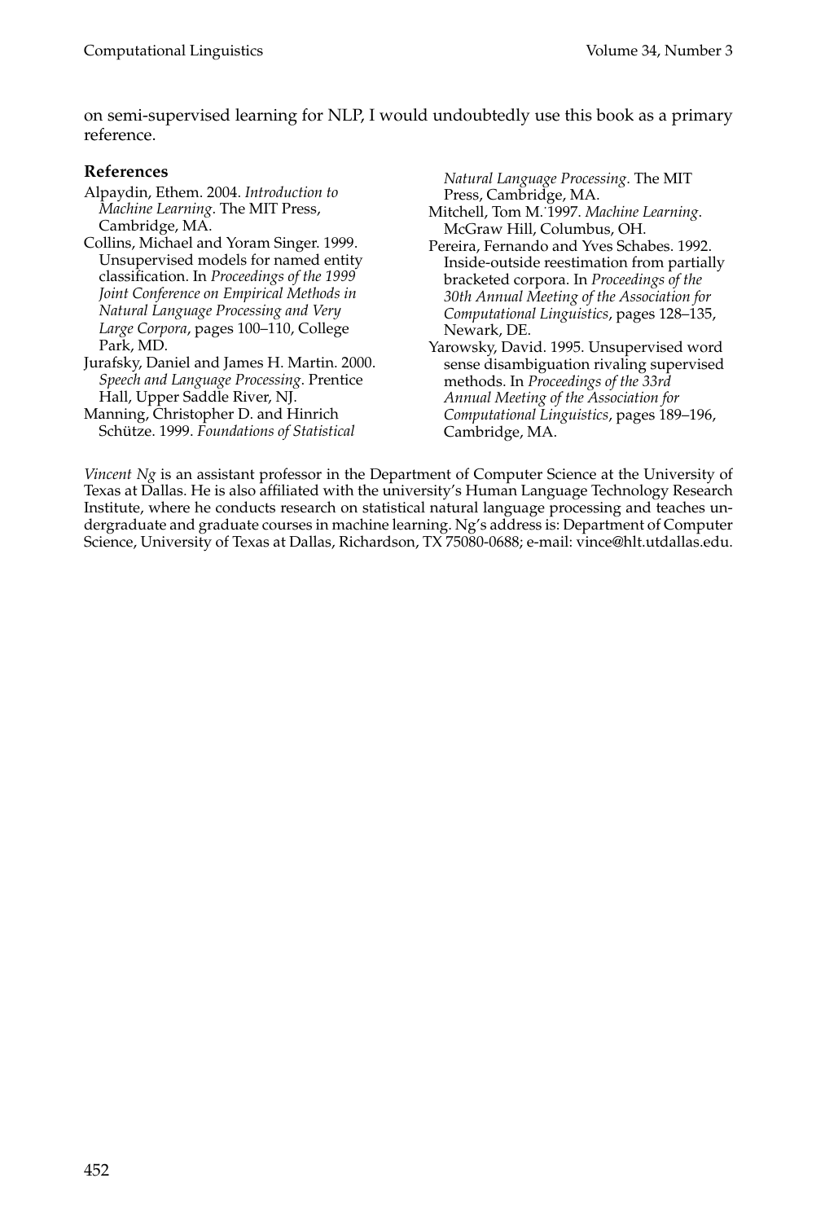on semi-supervised learning for NLP, I would undoubtedly use this book as a primary reference.

## References

Alpaydin, Ethem. 2004. *Introduction to Machine Learning*. The MIT Press, Cambridge, MA.

Collins, Michael and Yoram Singer. 1999. Unsupervised models for named entity classification. In *Proceedings of the 1999 Joint Conference on Empirical Methods in Natural Language Processing and Very Large Corpora*, pages 100–110, College Park, MD.

Jurafsky, Daniel and James H. Martin. 2000. *Speech and Language Processing*. Prentice Hall, Upper Saddle River, NJ.

Manning, Christopher D. and Hinrich Schütze. 1999. *Foundations of Statistical Natural Language Processing*. The MIT Press, Cambridge, MA.

Mitchell, Tom M. 1997. *Machine Learning*. McGraw Hill, Columbus, OH.

Pereira, Fernando and Yves Schabes. 1992. Inside-outside reestimation from partially bracketed corpora. In *Proceedings of the 30th Annual Meeting of the Association for Computational Linguistics*, pages 128–135, Newark, DE.

Yarowsky, David. 1995. Unsupervised word sense disambiguation rivaling supervised methods. In *Proceedings of the 33rd Annual Meeting of the Association for Computational Linguistics*, pages 189–196, Cambridge, MA.

*Vincent Ng* is an assistant professor in the Department of Computer Science at the University of Texas at Dallas. He is also affiliated with the university's Human Language Technology Research Institute, where he conducts research on statistical natural language processing and teaches undergraduate and graduate courses in machine learning. Ng's address is: Department of Computer Science, University of Texas at Dallas, Richardson, TX 75080-0688; e-mail: vince@hlt.utdallas.edu.